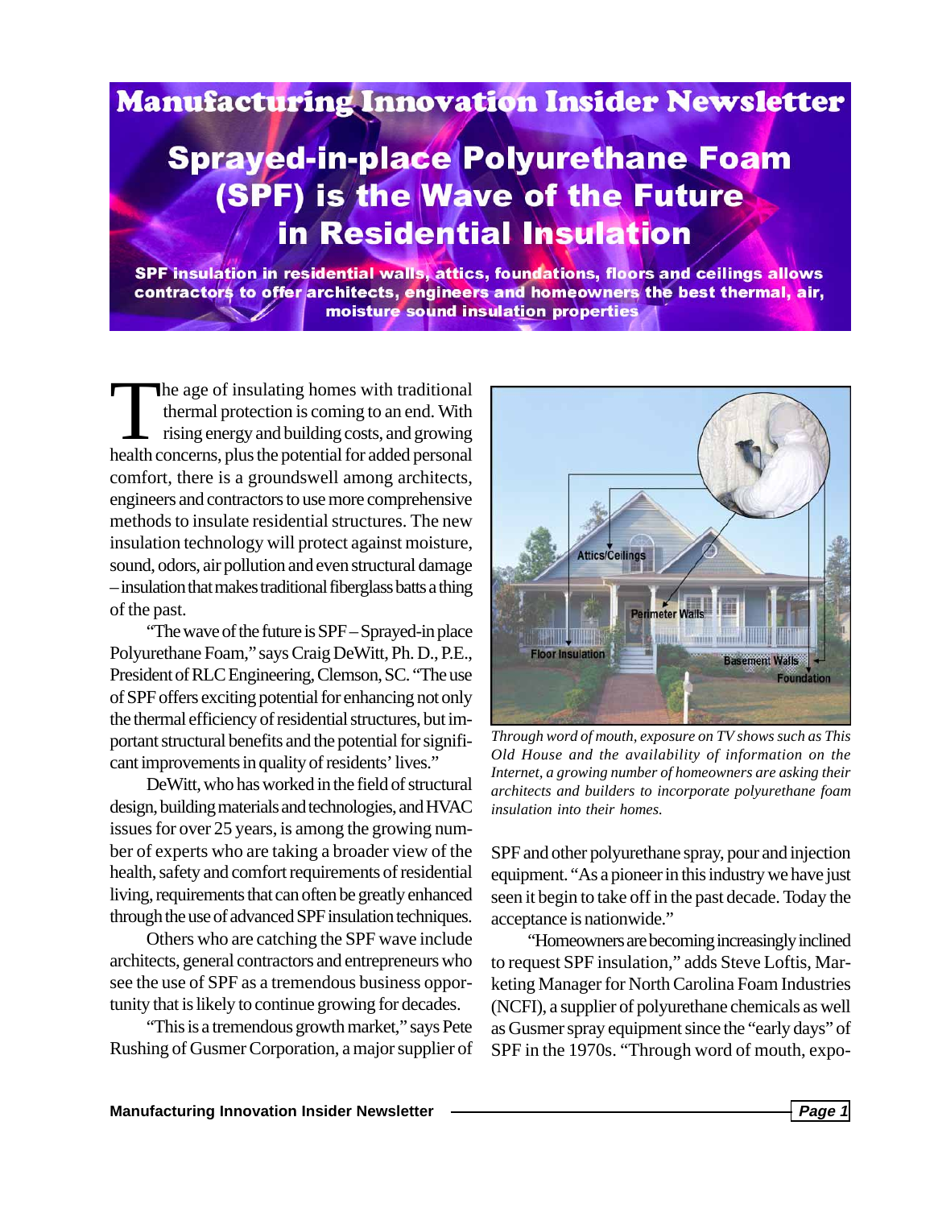# Manufacturing Innovation Insider Newsletter

## Sprayed-in-place Polyurethane Foam (SPF) is the Wave of the Future in Residential Insulation

**SPF insulation in residential walls, attics, foundations, floors and ceilings allows contractors to offer architects, engineers and homeowners the best thermal, air, moisture sound insulation properties**

The age of insulating homes with traditional thermal protection is coming to an end. With rising energy and building costs, and growing health concerns, plus the potential for added personal comfort, there is a groundswell among architects, engineers and contractors to use more comprehensive methods to insulate residential structures. The new insulation technology will protect against moisture, sound, odors, air pollution and even structural damage – insulation that makes traditional fiberglass batts a thing of the past.

"The wave of the future is SPF – Sprayed-in place Polyurethane Foam," says Craig DeWitt, Ph. D., P.E., President of RLC Engineering, Clemson, SC. "The use of SPF offers exciting potential for enhancing not only the thermal efficiency of residential structures, but important structural benefits and the potential for significant improvements in quality of residents' lives."

DeWitt, who has worked in the field of structural design, building materials and technologies, and HVAC issues for over 25 years, is among the growing number of experts who are taking a broader view of the health, safety and comfort requirements of residential living, requirements that can often be greatly enhanced through the use of advanced SPF insulation techniques.

Others who are catching the SPF wave include architects, general contractors and entrepreneurs who see the use of SPF as a tremendous business opportunity that is likely to continue growing for decades.

"This is a tremendous growth market," says Pete Rushing of Gusmer Corporation, a major supplier of SPF and other polyurethane spray, pour and injection equipment. "As a pioneer in this industry we have just seen it begin to take off in the past decade. Today the acceptance is nationwide."

*Through word of mouth, exposure on TV shows such as This Old House and the availability of information on the Internet, a growing number of homeowners are asking their architects and builders to incorporate polyurethane foam insulation into their homes.*

"Homeowners are becoming increasingly inclined to request SPF insulation," adds Steve Loftis, Marketing Manager for North Carolina Foam Industries (NCFI), a supplier of polyurethane chemicals as well as Gusmer spray equipment since the "early days" of SPF in the 1970s. "Through word of mouth, expo-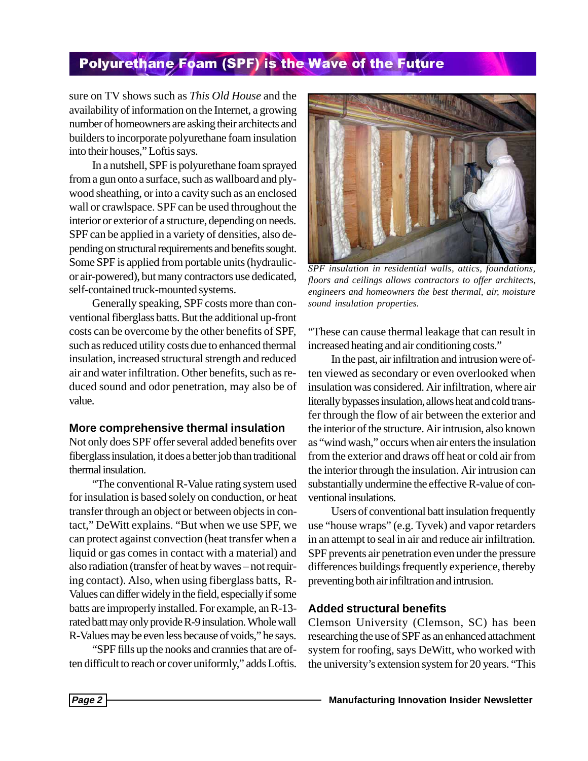sure on TV shows such as *This Old House* and the availability of information on the Internet, a growing number of homeowners are asking their architects and builders to incorporate polyurethane foam insulation into their houses," Loftis says.

In a nutshell, SPF is polyurethane foam sprayed from a gun onto a surface, such as wallboard and plywood sheathing, or into a cavity such as an enclosed wall or crawlspace. SPF can be used throughout the interior or exterior of a structure, depending on needs. SPF can be applied in a variety of densities, also depending on structural requirements and benefits sought. Some SPF is applied from portable units (hydraulic- or air-powered), but many contractors use dedicated, self-contained truck-mounted systems.

Generally speaking, SPF costs more than conventional fiberglass batts. But the additional up-front costs can be overcome by the other benefits of SPF, such as reduced utility costs due to enhanced thermal insulation, increased structural strength and reduced air and water infiltration. Other benefits, such as reduced sound and odor penetration, may also be of value.

### More comprehensive thermal insulation

Not only does SPF offer several added benefits over fiberglass insulation, it does a better job than traditional thermal insulation.

"The conventional R-Value rating system used for insulation is based solely on conduction, or heat transfer through an object or between objects in contact," DeWitt explains. "But when we use SPF, we can protect against convection (heat transfer when a liquid or gas comes in contact with a material) and also radiation (transfer of heat by waves – not requiring contact). Also, when using fiberglass batts, R-Values can differ widely in the field, especially if some batts are improperly installed. For example, an R-13-rated batt may only provide R-9 insulation. Whole wall R-Values may be even less because of voids," he says.

"SPF fills up the nooks and crannies that are often difficult to reach or cover uniformly," adds Loftis.

*SPF insulation in residential walls, attics, foundations, floors and ceilings allows contractors to offer architects, engineers and homeowners the best thermal, air, moisture sound insulation properties.*

"These can cause thermal leakage that can result in increased heating and air conditioning costs."

In the past, air infiltration and intrusion were often viewed as secondary or even overlooked when insulation was considered. Air infiltration, where air literally bypasses insulation, allows heat and cold transfer through the flow of air between the exterior and the interior of the structure. Air intrusion, also known as "wind wash," occurs when air enters the insulation from the exterior and draws off heat or cold air from the interior through the insulation. Air intrusion can substantially undermine the effective R-value of conventional insulations.

Users of conventional batt insulation frequently use "house wraps" (e.g. Tyvek) and vapor retarders in an attempt to seal in air and reduce air infiltration. SPF prevents air penetration even under the pressure differences buildings frequently experience, thereby preventing both air infiltration and intrusion.

### Added structural benefits

Clemson University (Clemson, SC) has been researching the use of SPF as an enhanced attachment system for roofing, says DeWitt, who worked with the university's extension system for 20 years. "This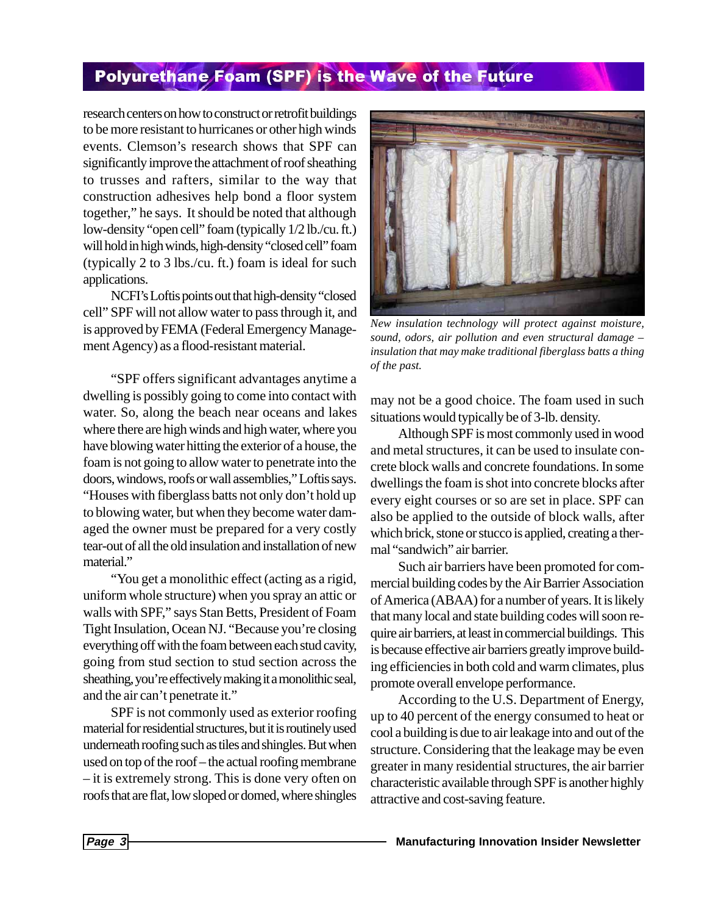research centers on how to construct or retrofit buildings to be more resistant to hurricanes or other high winds events. Clemson's research shows that SPF can significantly improve the attachment of roof sheathing to trusses and rafters, similar to the way that construction adhesives help bond a floor system together," he says. It should be noted that although low-density "open cell" foam (typically 1/2 lb./cu. ft.) will hold in high winds, high-density "closed cell" foam (typically 2 to 3 lbs./cu. ft.) foam is ideal for such applications.

NCFI's Loftis points out that high-density "closed cell" SPF will not allow water to pass through it, and is approved by FEMA (Federal Emergency Management Agency) as a flood-resistant material.

"SPF offers significant advantages anytime a dwelling is possibly going to come into contact with water. So, along the beach near oceans and lakes where there are high winds and high water, where you have blowing water hitting the exterior of a house, the foam is not going to allow water to penetrate into the doors, windows, roofs or wall assemblies," Loftis says. "Houses with fiberglass batts not only don't hold up to blowing water, but when they become water damaged the owner must be prepared for a very costly tear-out of all the old insulation and installation of new material."

"You get a monolithic effect (acting as a rigid, uniform whole structure) when you spray an attic or walls with SPF," says Stan Betts, President of Foam Tight Insulation, Ocean NJ. "Because you're closing everything off with the foam between each stud cavity, going from stud section to stud section across the sheathing, you're effectively making it a monolithic seal, and the air can't penetrate it."

SPF is not commonly used as exterior roofing material for residential structures, but it is routinely used underneath roofing such as tiles and shingles. But when used on top of the roof – the actual roofing membrane – it is extremely strong. This is done very often on roofs that are flat, low sloped or domed, where shingles may not be a good choice. The foam used in such situations would typically be of 3-lb. density.

*New insulation technology will protect against moisture, sound, odors, air pollution and even structural damage – insulation that may make traditional fiberglass batts a thing of the past.*

Although SPF is most commonly used in wood and metal structures, it can be used to insulate concrete block walls and concrete foundations. In some dwellings the foam is shot into concrete blocks after every eight courses or so are set in place. SPF can also be applied to the outside of block walls, after which brick, stone or stucco is applied, creating a thermal "sandwich" air barrier.

Such air barriers have been promoted for commercial building codes by the Air Barrier Association of America (ABAA) for a number of years. It is likely that many local and state building codes will soon require air barriers, at least in commercial buildings. This is because effective air barriers greatly improve building efficiencies in both cold and warm climates, plus promote overall envelope performance.

According to the U.S. Department of Energy, up to 40 percent of the energy consumed to heat or cool a building is due to air leakage into and out of the structure. Considering that the leakage may be even greater in many residential structures, the air barrier characteristic available through SPF is another highly attractive and cost-saving feature.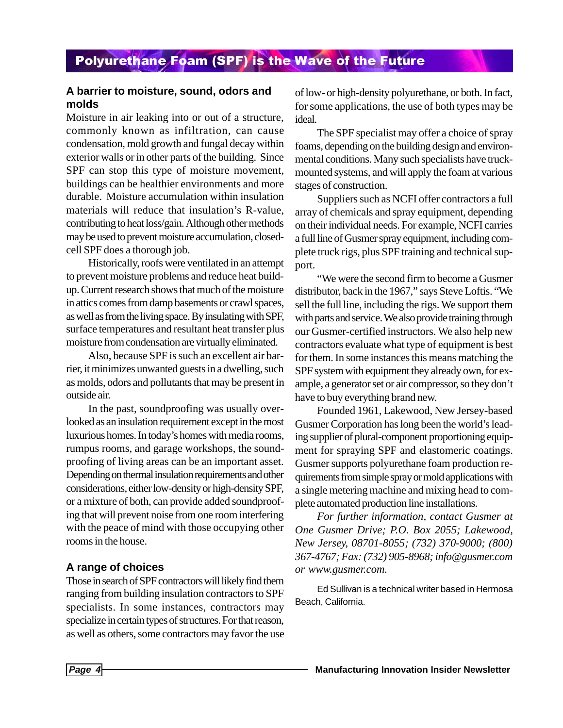# Polyurethane Foam (SPF) is the Wave of the Future

### A barrier to moisture, sound, odors and molds

Moisture in air leaking into or out of a structure, commonly known as infiltration, can cause condensation, mold growth and fungal decay within exterior walls or in other parts of the building. Since SPF can stop this type of moisture movement, buildings can be healthier environments and more durable. Moisture accumulation within insulation materials will reduce that insulation's R-value, contributing to heat loss/gain. Although other methods may be used to prevent moisture accumulation, closed-cell SPF does a thorough job.

Historically, roofs were ventilated in an attempt to prevent moisture problems and reduce heat build-up. Current research shows that much of the moisture in attics comes from damp basements or crawl spaces, as well as from the living space. By insulating with SPF, surface temperatures and resultant heat transfer plus moisture from condensation are virtually eliminated.

Also, because SPF is such an excellent air barrier, it minimizes unwanted guests in a dwelling, such as molds, odors and pollutants that may be present in outside air.

In the past, soundproofing was usually overlooked as an insulation requirement except in the most luxurious homes. In today's homes with media rooms, rumpus rooms, and garage workshops, the soundproofing of living areas can be an important asset. Depending on thermal insulation requirements and other considerations, either low-density or high-density SPF, or a mixture of both, can provide added soundproofing that will prevent noise from one room interfering with the peace of mind with those occupying other rooms in the house.

### A range of choices

Those in search of SPF contractors will likely find them ranging from building insulation contractors to SPF specialists. In some instances, contractors may specialize in certain types of structures. For that reason, as well as others, some contractors may favor the use of low- or high-density polyurethane, or both. In fact, for some applications, the use of both types may be ideal.

The SPF specialist may offer a choice of spray foams, depending on the building design and environmental conditions. Many such specialists have truck-mounted systems, and will apply the foam at various stages of construction.

Suppliers such as NCFI offer contractors a full array of chemicals and spray equipment, depending on their individual needs. For example, NCFI carries a full line of Gusmer spray equipment, including complete truck rigs, plus SPF training and technical support.

"We were the second firm to become a Gusmer distributor, back in the 1967," says Steve Loftis. "We sell the full line, including the rigs. We support them with parts and service. We also provide training through our Gusmer-certified instructors. We also help new contractors evaluate what type of equipment is best for them. In some instances this means matching the SPF system with equipment they already own, for example, a generator set or air compressor, so they don't have to buy everything brand new.

Founded 1961, Lakewood, New Jersey-based Gusmer Corporation has long been the world's leading supplier of plural-component proportioning equipment for spraying SPF and elastomeric coatings. Gusmer supports polyurethane foam production requirements from simple spray or mold applications with a single metering machine and mixing head to complete automated production line installations.

*For further information, contact Gusmer at One Gusmer Drive; P.O. Box 2055; Lakewood, New Jersey, 08701-8055; (732) 370-9000; (800) 367-4767; Fax: (732) 905-8968; info@gusmer.com or www.gusmer.com.*

Ed Sullivan is a technical writer based in Hermosa Beach, California.